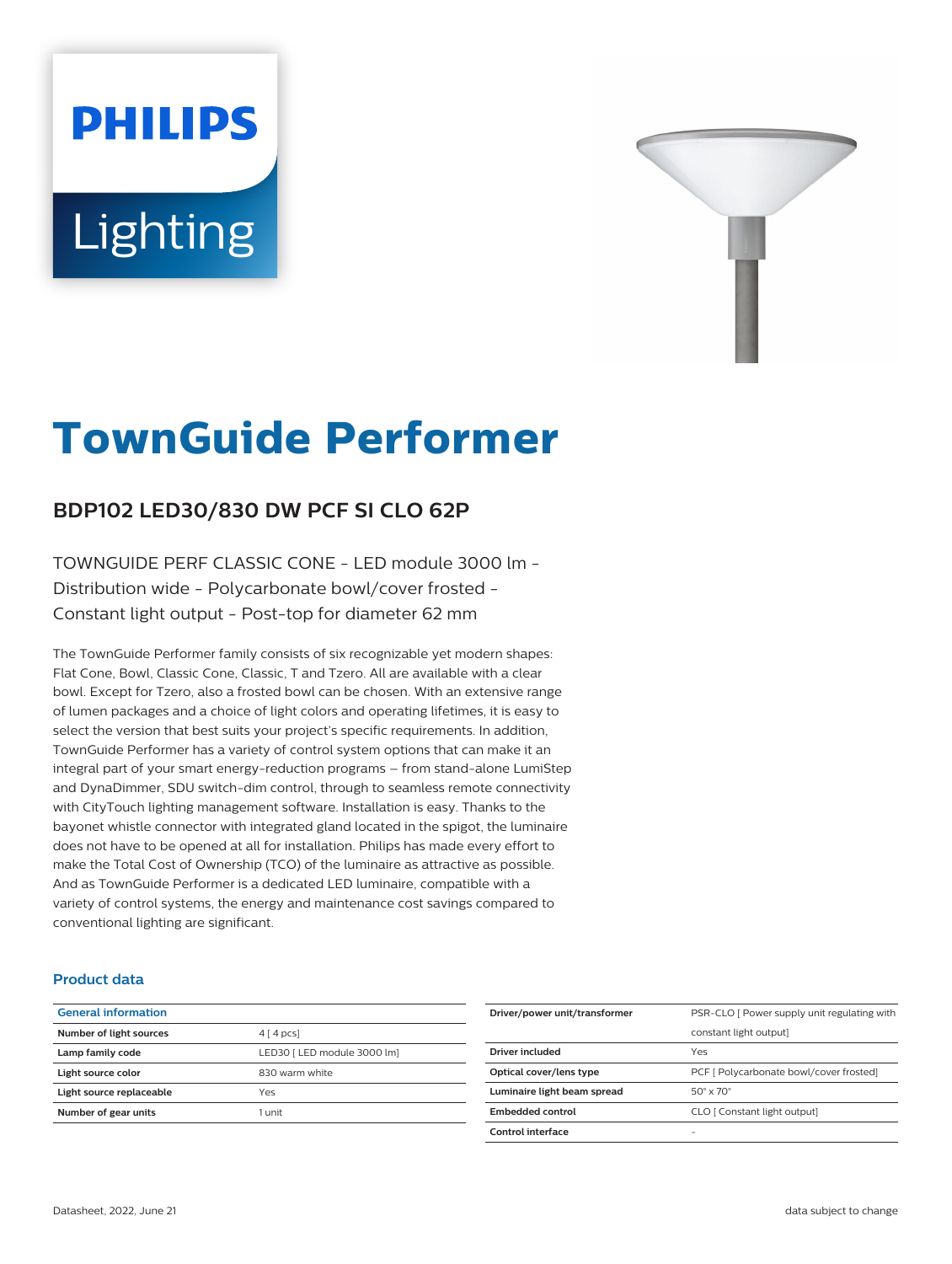PHILIPS

Lighting

# TownGuide Performer

## BDP102 LED30/830 DW PCF SI CLO 62P

TOWNGUIDE PERF CLASSIC CONE - LED module 3000 lm - Distribution wide - Polycarbonate bowl/cover frosted - Constant light output - Post-top for diameter 62 mm

The TownGuide Performer family consists of six recognizable yet modern shapes: Flat Cone, Bowl, Classic Cone, Classic, T and Tzero. All are available with a clear bowl. Except for Tzero, also a frosted bowl can be chosen. With an extensive range of lumen packages and a choice of light colors and operating lifetimes, it is easy to select the version that best suits your project's specific requirements. In addition, TownGuide Performer has a variety of control system options that can make it an integral part of your smart energy-reduction programs – from stand-alone LumiStep and DynaDimmer, SDU switch-dim control, through to seamless remote connectivity with CityTouch lighting management software. Installation is easy. Thanks to the bayonet whistle connector with integrated gland located in the spigot, the luminaire does not have to be opened at all for installation. Philips has made every effort to make the Total Cost of Ownership (TCO) of the luminaire as attractive as possible. And as TownGuide Performer is a dedicated LED luminaire, compatible with a variety of control systems, the energy and maintenance cost savings compared to conventional lighting are significant.

### Product data

| General information | |
|---|---|
| Number of light sources | 4 [ 4 pcs] |
| Lamp family code | LED30 [ LED module 3000 lm] |
| Light source color | 830 warm white |
| Light source replaceable | Yes |
| Number of gear units | 1 unit |

| | |
|---|---|
| Driver/power unit/transformer | PSR-CLO [ Power supply unit regulating with constant light output] |
| Driver included | Yes |
| Optical cover/lens type | PCF [ Polycarbonate bowl/cover frosted] |
| Luminaire light beam spread | 50° x 70° |
| Embedded control | CLO [ Constant light output] |
| Control interface | - |

Datasheet, 2022, June 21

data subject to change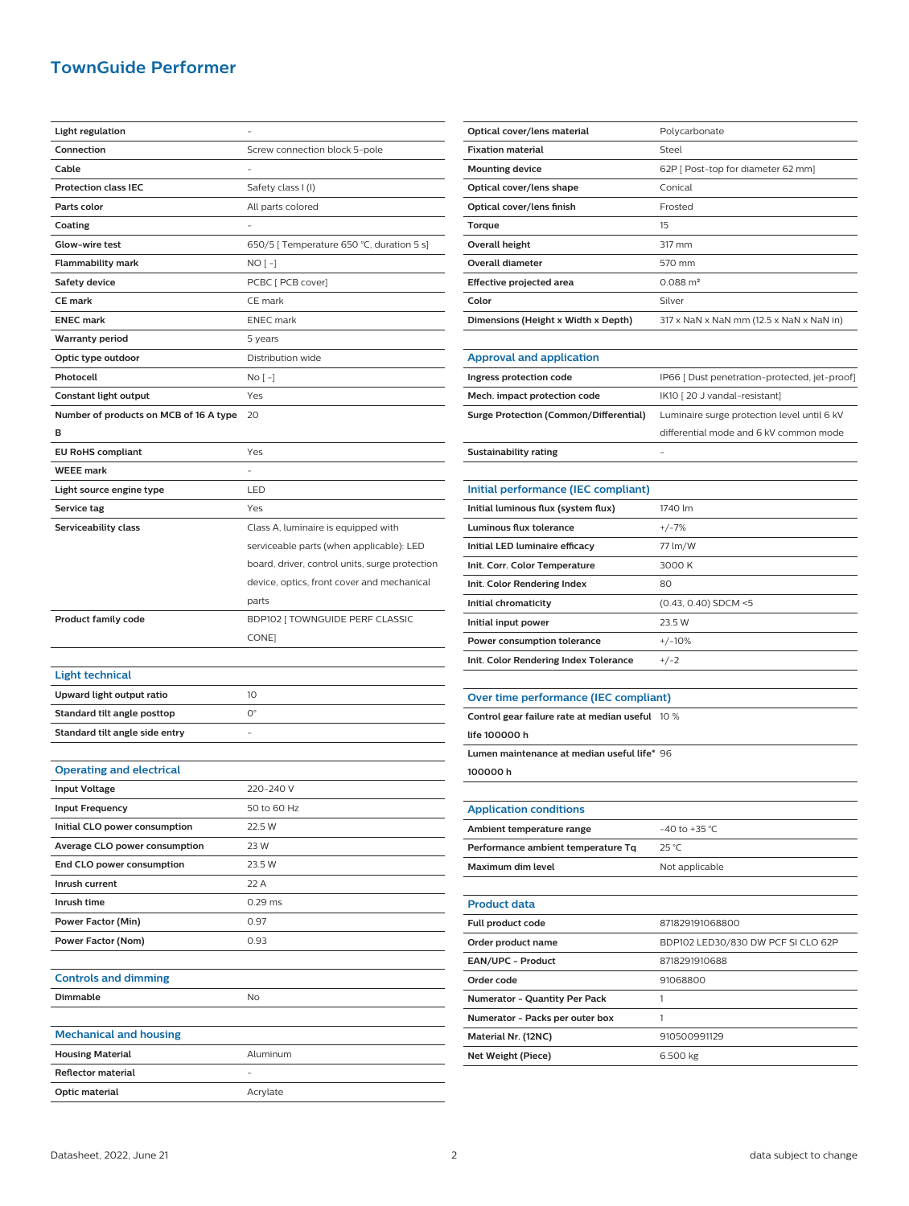# TownGuide Performer

| | |
|---|---|
| **Light regulation** | - |
| **Connection** | Screw connection block 5-pole |
| **Cable** | - |
| **Protection class IEC** | Safety class I (I) |
| **Parts color** | All parts colored |
| **Coating** | - |
| **Glow-wire test** | 650/5 [ Temperature 650 °C, duration 5 s] |
| **Flammability mark** | NO [ -] |
| **Safety device** | PCBC [ PCB cover] |
| **CE mark** | CE mark |
| **ENEC mark** | ENEC mark |
| **Warranty period** | 5 years |
| **Optic type outdoor** | Distribution wide |
| **Photocell** | No [ -] |
| **Constant light output** | Yes |
| **Number of products on MCB of 16 A type B** | 20 |
| **EU RoHS compliant** | Yes |
| **WEEE mark** | - |
| **Light source engine type** | LED |
| **Service tag** | Yes |
| **Serviceability class** | Class A, luminaire is equipped with serviceable parts (when applicable): LED board, driver, control units, surge protection device, optics, front cover and mechanical parts |
| **Product family code** | BDP102 [ TOWNGUIDE PERF CLASSIC CONE] |

## Light technical

| | |
|---|---|
| **Upward light output ratio** | 10 |
| **Standard tilt angle posttop** | 0° |
| **Standard tilt angle side entry** | - |

## Operating and electrical

| | |
|---|---|
| **Input Voltage** | 220-240 V |
| **Input Frequency** | 50 to 60 Hz |
| **Initial CLO power consumption** | 22.5 W |
| **Average CLO power consumption** | 23 W |
| **End CLO power consumption** | 23.5 W |
| **Inrush current** | 22 A |
| **Inrush time** | 0.29 ms |
| **Power Factor (Min)** | 0.97 |
| **Power Factor (Nom)** | 0.93 |

## Controls and dimming

| | |
|---|---|
| **Dimmable** | No |

## Mechanical and housing

| | |
|---|---|
| **Housing Material** | Aluminum |
| **Reflector material** | - |
| **Optic material** | Acrylate |
| **Optical cover/lens material** | Polycarbonate |
| **Fixation material** | Steel |
| **Mounting device** | 62P [ Post-top for diameter 62 mm] |
| **Optical cover/lens shape** | Conical |
| **Optical cover/lens finish** | Frosted |
| **Torque** | 15 |
| **Overall height** | 317 mm |
| **Overall diameter** | 570 mm |
| **Effective projected area** | 0.088 m² |
| **Color** | Silver |
| **Dimensions (Height x Width x Depth)** | 317 x NaN x NaN mm (12.5 x NaN x NaN in) |

## Approval and application

| | |
|---|---|
| **Ingress protection code** | IP66 [ Dust penetration-protected, jet-proof] |
| **Mech. impact protection code** | IK10 [ 20 J vandal-resistant] |
| **Surge Protection (Common/Differential)** | Luminaire surge protection level until 6 kV differential mode and 6 kV common mode |
| **Sustainability rating** | - |

## Initial performance (IEC compliant)

| | |
|---|---|
| **Initial luminous flux (system flux)** | 1740 lm |
| **Luminous flux tolerance** | +/-7% |
| **Initial LED luminaire efficacy** | 77 lm/W |
| **Init. Corr. Color Temperature** | 3000 K |
| **Init. Color Rendering Index** | 80 |
| **Initial chromaticity** | (0.43, 0.40) SDCM <5 |
| **Initial input power** | 23.5 W |
| **Power consumption tolerance** | +/-10% |
| **Init. Color Rendering Index Tolerance** | +/-2 |

## Over time performance (IEC compliant)

| | |
|---|---|
| **Control gear failure rate at median useful life 100000 h** | 10 % |
| **Lumen maintenance at median useful life* 100000 h** | 96 |

## Application conditions

| | |
|---|---|
| **Ambient temperature range** | -40 to +35 °C |
| **Performance ambient temperature Tq** | 25 °C |
| **Maximum dim level** | Not applicable |

## Product data

| | |
|---|---|
| **Full product code** | 871829191068800 |
| **Order product name** | BDP102 LED30/830 DW PCF SI CLO 62P |
| **EAN/UPC - Product** | 8718291910688 |
| **Order code** | 91068800 |
| **Numerator - Quantity Per Pack** | 1 |
| **Numerator - Packs per outer box** | 1 |
| **Material Nr. (12NC)** | 910500991129 |
| **Net Weight (Piece)** | 6.500 kg |

Datasheet, 2022, June 21 — data subject to change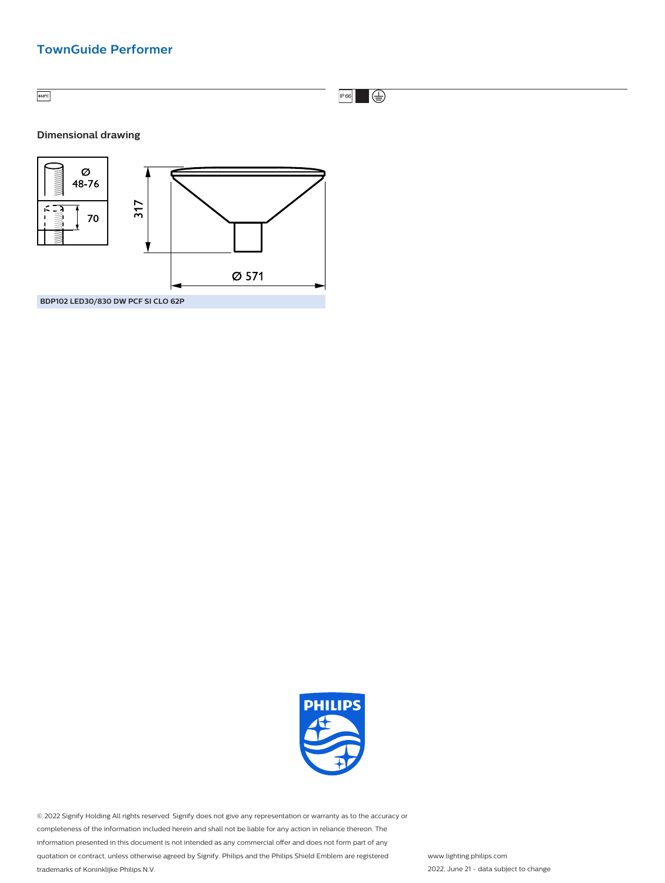## TownGuide Performer

650°C

IP66

### Dimensional drawing

Ø
48-76

70

317

Ø 571

**BDP102 LED30/830 DW PCF SI CLO 62P**

© 2022 Signify Holding All rights reserved. Signify does not give any representation or warranty as to the accuracy or completeness of the information included herein and shall not be liable for any action in reliance thereon. The information presented in this document is not intended as any commercial offer and does not form part of any quotation or contract, unless otherwise agreed by Signify. Philips and the Philips Shield Emblem are registered trademarks of Koninklijke Philips N.V.

www.lighting.philips.com
2022, June 21 - data subject to change